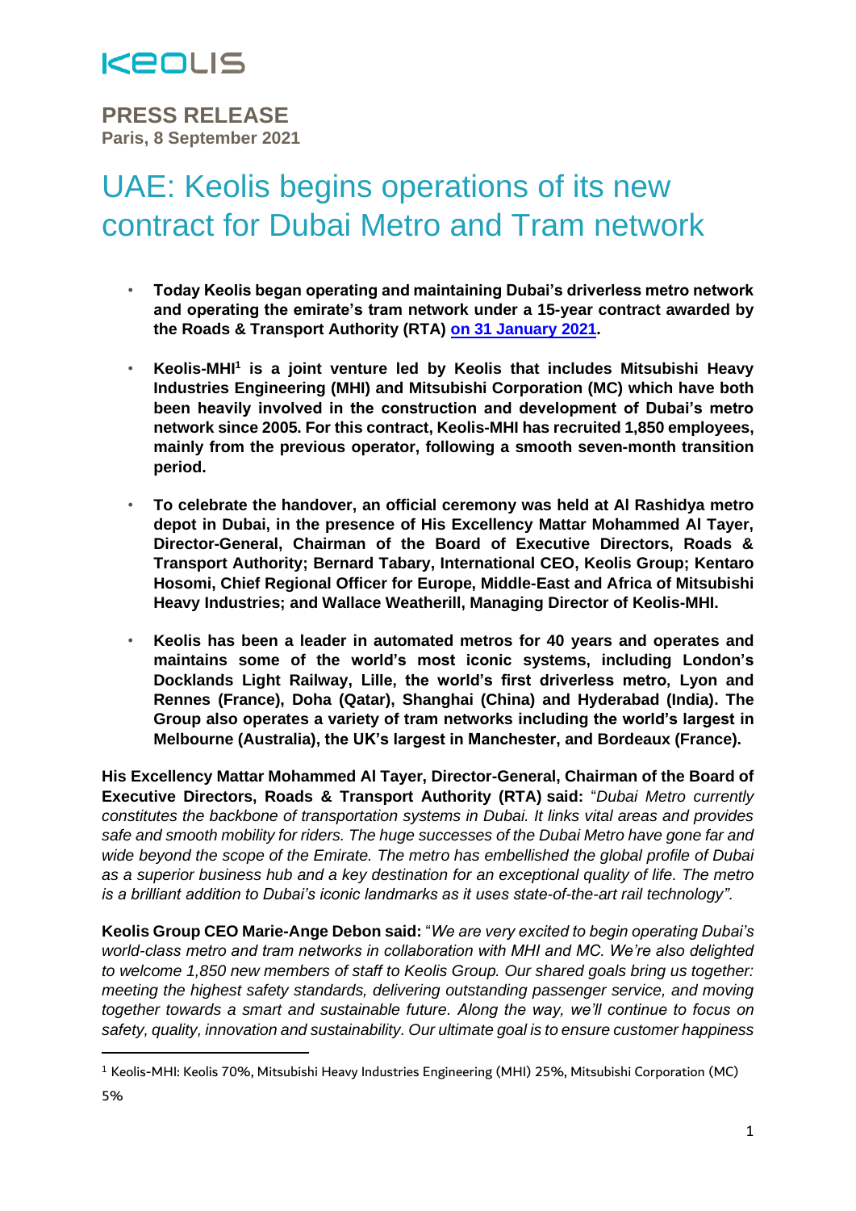KEOLIS

**PRESS RELEASE**
**Paris, 8 September 2021**

# UAE: Keolis begins operations of its new contract for Dubai Metro and Tram network

- **Today Keolis began operating and maintaining Dubai's driverless metro network and operating the emirate's tram network under a 15-year contract awarded by the Roads & Transport Authority (RTA) on 31 January 2021.**
- **Keolis-MHI[1] is a joint venture led by Keolis that includes Mitsubishi Heavy Industries Engineering (MHI) and Mitsubishi Corporation (MC) which have both been heavily involved in the construction and development of Dubai's metro network since 2005. For this contract, Keolis-MHI has recruited 1,850 employees, mainly from the previous operator, following a smooth seven-month transition period.**
- **To celebrate the handover, an official ceremony was held at Al Rashidya metro depot in Dubai, in the presence of His Excellency Mattar Mohammed Al Tayer, Director-General, Chairman of the Board of Executive Directors, Roads & Transport Authority; Bernard Tabary, International CEO, Keolis Group; Kentaro Hosomi, Chief Regional Officer for Europe, Middle-East and Africa of Mitsubishi Heavy Industries; and Wallace Weatherill, Managing Director of Keolis-MHI.**
- **Keolis has been a leader in automated metros for 40 years and operates and maintains some of the world's most iconic systems, including London's Docklands Light Railway, Lille, the world's first driverless metro, Lyon and Rennes (France), Doha (Qatar), Shanghai (China) and Hyderabad (India). The Group also operates a variety of tram networks including the world's largest in Melbourne (Australia), the UK's largest in Manchester, and Bordeaux (France).**

**His Excellency Mattar Mohammed Al Tayer, Director-General, Chairman of the Board of Executive Directors, Roads & Transport Authority (RTA) said:** "*Dubai Metro currently constitutes the backbone of transportation systems in Dubai. It links vital areas and provides safe and smooth mobility for riders. The huge successes of the Dubai Metro have gone far and wide beyond the scope of the Emirate. The metro has embellished the global profile of Dubai as a superior business hub and a key destination for an exceptional quality of life. The metro is a brilliant addition to Dubai's iconic landmarks as it uses state-of-the-art rail technology".*

**Keolis Group CEO Marie-Ange Debon said:** "*We are very excited to begin operating Dubai's world-class metro and tram networks in collaboration with MHI and MC. We're also delighted to welcome 1,850 new members of staff to Keolis Group. Our shared goals bring us together: meeting the highest safety standards, delivering outstanding passenger service, and moving together towards a smart and sustainable future. Along the way, we'll continue to focus on safety, quality, innovation and sustainability. Our ultimate goal is to ensure customer happiness*

[1] Keolis-MHI: Keolis 70%, Mitsubishi Heavy Industries Engineering (MHI) 25%, Mitsubishi Corporation (MC) 5%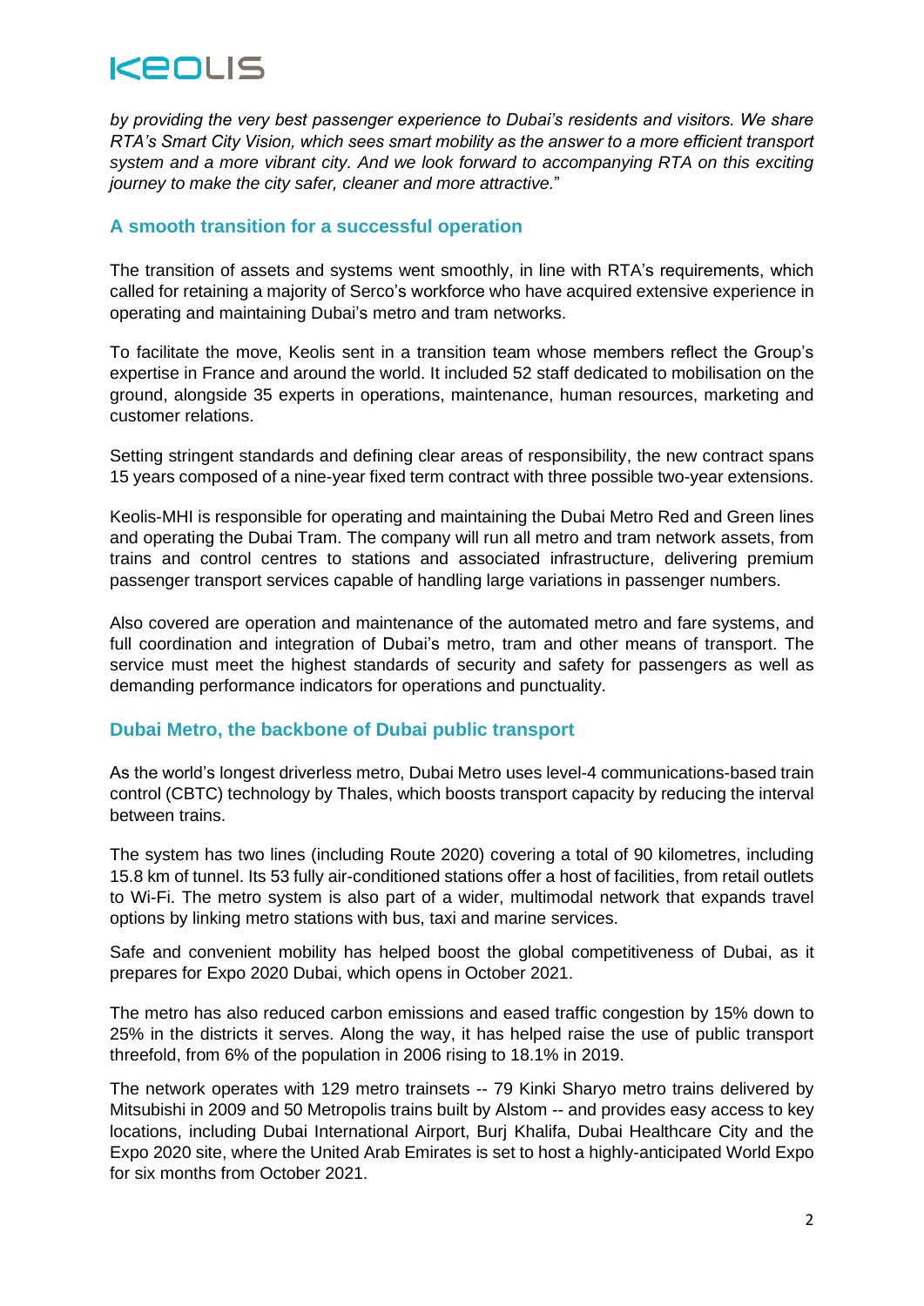*by providing the very best passenger experience to Dubai's residents and visitors. We share RTA's Smart City Vision, which sees smart mobility as the answer to a more efficient transport system and a more vibrant city. And we look forward to accompanying RTA on this exciting journey to make the city safer, cleaner and more attractive.*"

## A smooth transition for a successful operation

The transition of assets and systems went smoothly, in line with RTA's requirements, which called for retaining a majority of Serco's workforce who have acquired extensive experience in operating and maintaining Dubai's metro and tram networks.

To facilitate the move, Keolis sent in a transition team whose members reflect the Group's expertise in France and around the world. It included 52 staff dedicated to mobilisation on the ground, alongside 35 experts in operations, maintenance, human resources, marketing and customer relations.

Setting stringent standards and defining clear areas of responsibility, the new contract spans 15 years composed of a nine-year fixed term contract with three possible two-year extensions.

Keolis-MHI is responsible for operating and maintaining the Dubai Metro Red and Green lines and operating the Dubai Tram. The company will run all metro and tram network assets, from trains and control centres to stations and associated infrastructure, delivering premium passenger transport services capable of handling large variations in passenger numbers.

Also covered are operation and maintenance of the automated metro and fare systems, and full coordination and integration of Dubai's metro, tram and other means of transport. The service must meet the highest standards of security and safety for passengers as well as demanding performance indicators for operations and punctuality.

## Dubai Metro, the backbone of Dubai public transport

As the world's longest driverless metro, Dubai Metro uses level-4 communications-based train control (CBTC) technology by Thales, which boosts transport capacity by reducing the interval between trains.

The system has two lines (including Route 2020) covering a total of 90 kilometres, including 15.8 km of tunnel. Its 53 fully air-conditioned stations offer a host of facilities, from retail outlets to Wi-Fi. The metro system is also part of a wider, multimodal network that expands travel options by linking metro stations with bus, taxi and marine services.

Safe and convenient mobility has helped boost the global competitiveness of Dubai, as it prepares for Expo 2020 Dubai, which opens in October 2021.

The metro has also reduced carbon emissions and eased traffic congestion by 15% down to 25% in the districts it serves. Along the way, it has helped raise the use of public transport threefold, from 6% of the population in 2006 rising to 18.1% in 2019.

The network operates with 129 metro trainsets -- 79 Kinki Sharyo metro trains delivered by Mitsubishi in 2009 and 50 Metropolis trains built by Alstom -- and provides easy access to key locations, including Dubai International Airport, Burj Khalifa, Dubai Healthcare City and the Expo 2020 site, where the United Arab Emirates is set to host a highly-anticipated World Expo for six months from October 2021.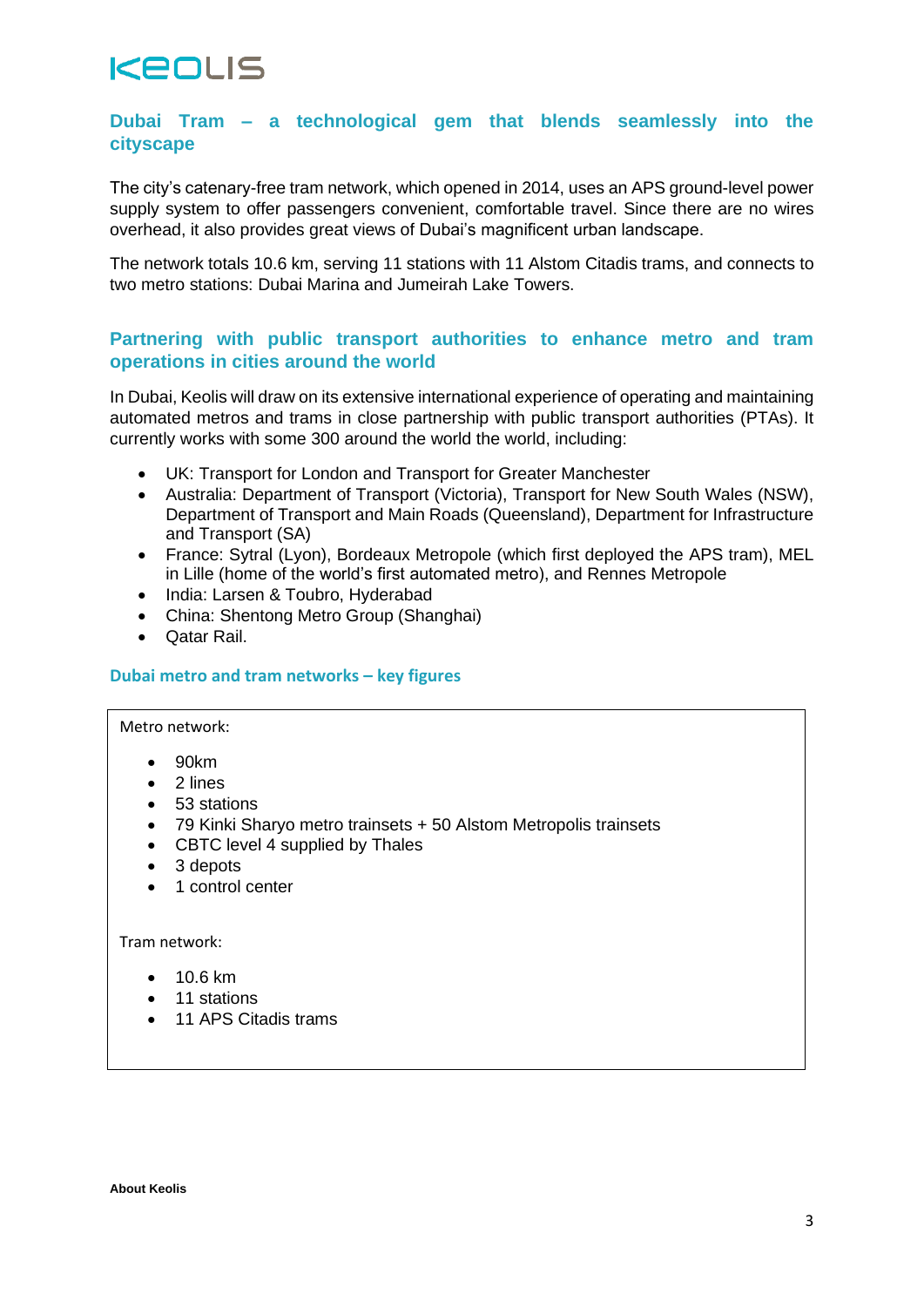## Dubai Tram – a technological gem that blends seamlessly into the cityscape

The city's catenary-free tram network, which opened in 2014, uses an APS ground-level power supply system to offer passengers convenient, comfortable travel. Since there are no wires overhead, it also provides great views of Dubai's magnificent urban landscape.

The network totals 10.6 km, serving 11 stations with 11 Alstom Citadis trams, and connects to two metro stations: Dubai Marina and Jumeirah Lake Towers.

## Partnering with public transport authorities to enhance metro and tram operations in cities around the world

In Dubai, Keolis will draw on its extensive international experience of operating and maintaining automated metros and trams in close partnership with public transport authorities (PTAs). It currently works with some 300 around the world the world, including:

- UK: Transport for London and Transport for Greater Manchester
- Australia: Department of Transport (Victoria), Transport for New South Wales (NSW), Department of Transport and Main Roads (Queensland), Department for Infrastructure and Transport (SA)
- France: Sytral (Lyon), Bordeaux Metropole (which first deployed the APS tram), MEL in Lille (home of the world's first automated metro), and Rennes Metropole
- India: Larsen & Toubro, Hyderabad
- China: Shentong Metro Group (Shanghai)
- Qatar Rail.

### Dubai metro and tram networks – key figures

Metro network:

- 90km
- 2 lines
- 53 stations
- 79 Kinki Sharyo metro trainsets + 50 Alstom Metropolis trainsets
- CBTC level 4 supplied by Thales
- 3 depots
- 1 control center

Tram network:

- 10.6 km
- 11 stations
- 11 APS Citadis trams

**About Keolis**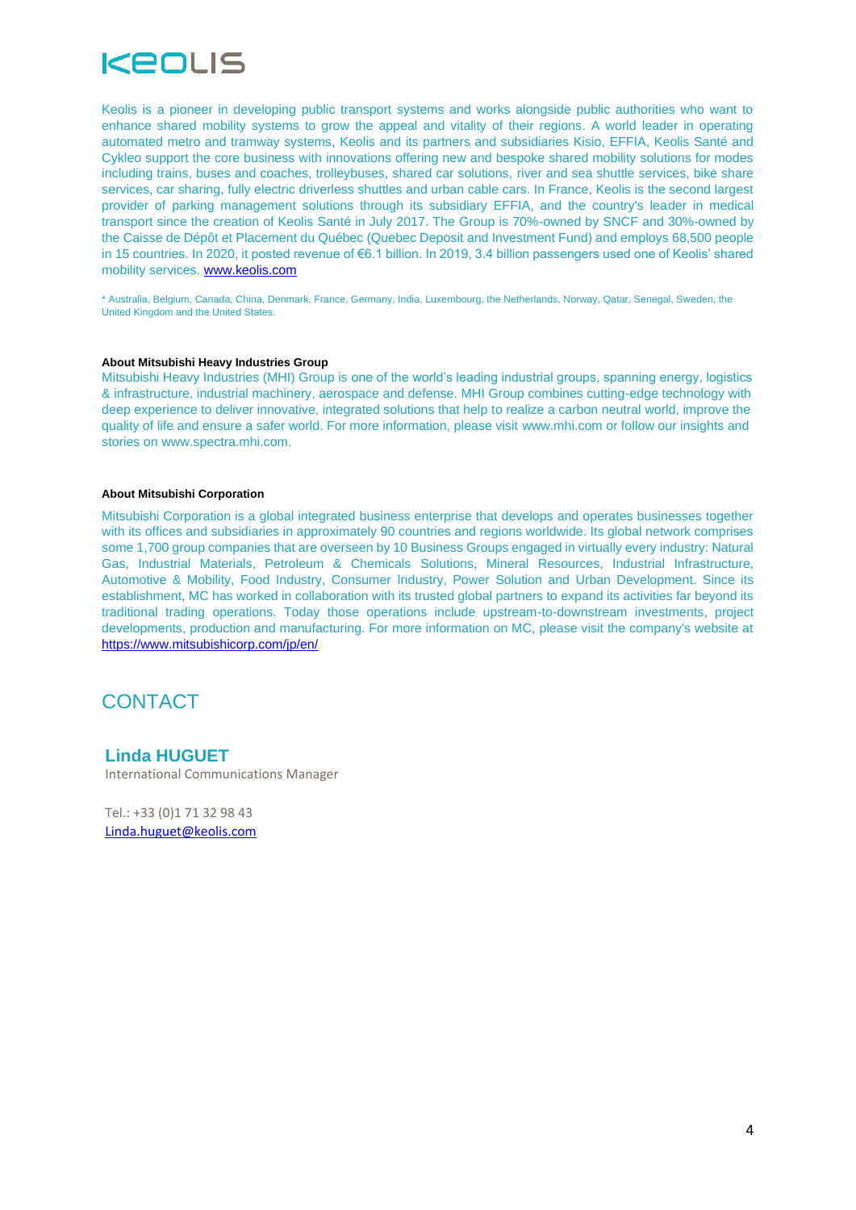# KEOLIS

Keolis is a pioneer in developing public transport systems and works alongside public authorities who want to enhance shared mobility systems to grow the appeal and vitality of their regions. A world leader in operating automated metro and tramway systems, Keolis and its partners and subsidiaries Kisio, EFFIA, Keolis Santé and Cykleo support the core business with innovations offering new and bespoke shared mobility solutions for modes including trains, buses and coaches, trolleybuses, shared car solutions, river and sea shuttle services, bike share services, car sharing, fully electric driverless shuttles and urban cable cars. In France, Keolis is the second largest provider of parking management solutions through its subsidiary EFFIA, and the country's leader in medical transport since the creation of Keolis Santé in July 2017. The Group is 70%-owned by SNCF and 30%-owned by the Caisse de Dépôt et Placement du Québec (Quebec Deposit and Investment Fund) and employs 68,500 people in 15 countries. In 2020, it posted revenue of €6.1 billion. In 2019, 3.4 billion passengers used one of Keolis' shared mobility services. [www.keolis.com](www.keolis.com)

* Australia, Belgium, Canada, China, Denmark, France, Germany, India, Luxembourg, the Netherlands, Norway, Qatar, Senegal, Sweden, the United Kingdom and the United States.

**About Mitsubishi Heavy Industries Group**

Mitsubishi Heavy Industries (MHI) Group is one of the world's leading industrial groups, spanning energy, logistics & infrastructure, industrial machinery, aerospace and defense. MHI Group combines cutting-edge technology with deep experience to deliver innovative, integrated solutions that help to realize a carbon neutral world, improve the quality of life and ensure a safer world. For more information, please visit www.mhi.com or follow our insights and stories on www.spectra.mhi.com.

**About Mitsubishi Corporation**

Mitsubishi Corporation is a global integrated business enterprise that develops and operates businesses together with its offices and subsidiaries in approximately 90 countries and regions worldwide. Its global network comprises some 1,700 group companies that are overseen by 10 Business Groups engaged in virtually every industry: Natural Gas, Industrial Materials, Petroleum & Chemicals Solutions, Mineral Resources, Industrial Infrastructure, Automotive & Mobility, Food Industry, Consumer Industry, Power Solution and Urban Development. Since its establishment, MC has worked in collaboration with its trusted global partners to expand its activities far beyond its traditional trading operations. Today those operations include upstream-to-downstream investments, project developments, production and manufacturing. For more information on MC, please visit the company's website at [https://www.mitsubishicorp.com/jp/en/](https://www.mitsubishicorp.com/jp/en/)

## CONTACT

**Linda HUGUET**
International Communications Manager

Tel.: +33 (0)1 71 32 98 43
[Linda.huguet@keolis.com](mailto:Linda.huguet@keolis.com)